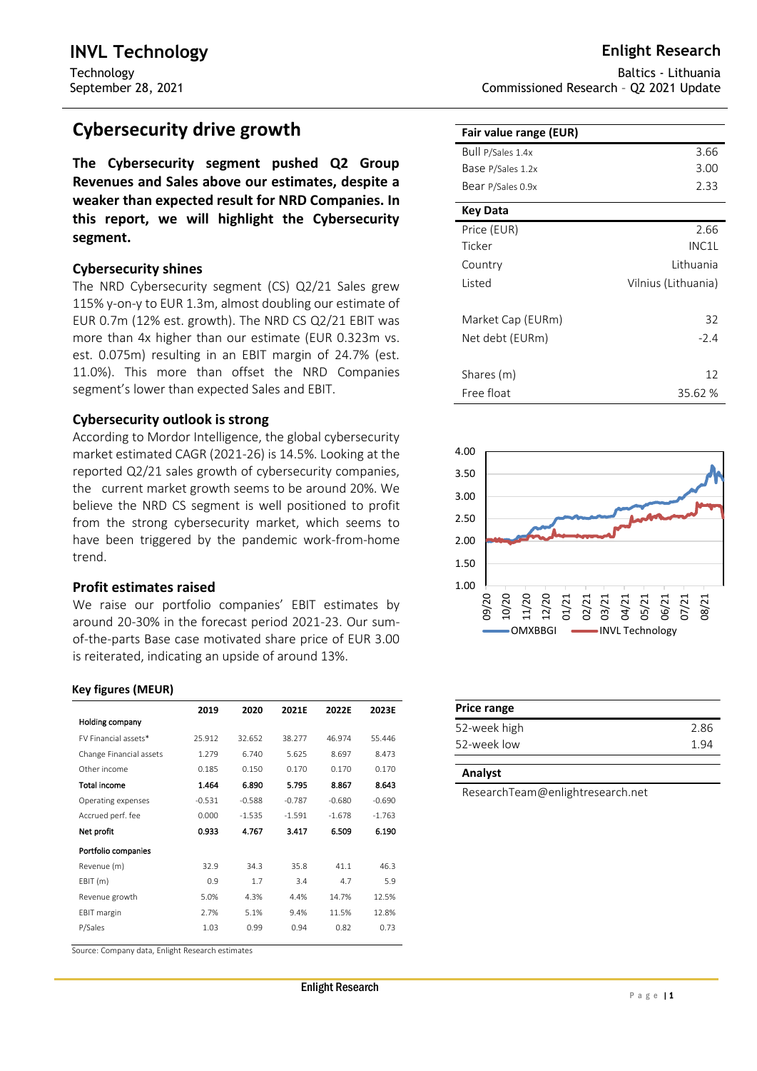# INVL Technology

Technology
September 28, 2021

**Enlight Research**

Baltics - Lithuania
Commissioned Research – Q2 2021 Update

## Cybersecurity drive growth

**The Cybersecurity segment pushed Q2 Group Revenues and Sales above our estimates, despite a weaker than expected result for NRD Companies. In this report, we will highlight the Cybersecurity segment.**

### Cybersecurity shines

The NRD Cybersecurity segment (CS) Q2/21 Sales grew 115% y-on-y to EUR 1.3m, almost doubling our estimate of EUR 0.7m (12% est. growth). The NRD CS Q2/21 EBIT was more than 4x higher than our estimate (EUR 0.323m vs. est. 0.075m) resulting in an EBIT margin of 24.7% (est. 11.0%). This more than offset the NRD Companies segment's lower than expected Sales and EBIT.

### Cybersecurity outlook is strong

According to Mordor Intelligence, the global cybersecurity market estimated CAGR (2021-26) is 14.5%. Looking at the reported Q2/21 sales growth of cybersecurity companies, the current market growth seems to be around 20%. We believe the NRD CS segment is well positioned to profit from the strong cybersecurity market, which seems to have been triggered by the pandemic work-from-home trend.

### Profit estimates raised

We raise our portfolio companies' EBIT estimates by around 20-30% in the forecast period 2021-23. Our sum-of-the-parts Base case motivated share price of EUR 3.00 is reiterated, indicating an upside of around 13%.

### Key figures (MEUR)

| | 2019 | 2020 | 2021E | 2022E | 2023E |
|---|---|---|---|---|---|
| **Holding company** | | | | | |
| FV Financial assets* | 25.912 | 32.652 | 38.277 | 46.974 | 55.446 |
| Change Financial assets | 1.279 | 6.740 | 5.625 | 8.697 | 8.473 |
| Other income | 0.185 | 0.150 | 0.170 | 0.170 | 0.170 |
| **Total income** | **1.464** | **6.890** | **5.795** | **8.867** | **8.643** |
| Operating expenses | -0.531 | -0.588 | -0.787 | -0.680 | -0.690 |
| Accrued perf. fee | 0.000 | -1.535 | -1.591 | -1.678 | -1.763 |
| **Net profit** | **0.933** | **4.767** | **3.417** | **6.509** | **6.190** |
| **Portfolio companies** | | | | | |
| Revenue (m) | 32.9 | 34.3 | 35.8 | 41.1 | 46.3 |
| EBIT (m) | 0.9 | 1.7 | 3.4 | 4.7 | 5.9 |
| Revenue growth | 5.0% | 4.3% | 4.4% | 14.7% | 12.5% |
| EBIT margin | 2.7% | 5.1% | 9.4% | 11.5% | 12.8% |
| P/Sales | 1.03 | 0.99 | 0.94 | 0.82 | 0.73 |

Source: Company data, Enlight Research estimates

| Fair value range (EUR) | |
|---|---|
| Bull P/Sales 1.4x | 3.66 |
| Base P/Sales 1.2x | 3.00 |
| Bear P/Sales 0.9x | 2.33 |

| Key Data | |
|---|---|
| Price (EUR) | 2.66 |
| Ticker | INC1L |
| Country | Lithuania |
| Listed | Vilnius (Lithuania) |
| Market Cap (EURm) | 32 |
| Net debt (EURm) | -2.4 |
| Shares (m) | 12 |
| Free float | 35.62 % |

OMXBBGI — INVL Technology

| Price range | |
|---|---|
| 52-week high | 2.86 |
| 52-week low | 1.94 |

**Analyst**

ResearchTeam@enlightresearch.net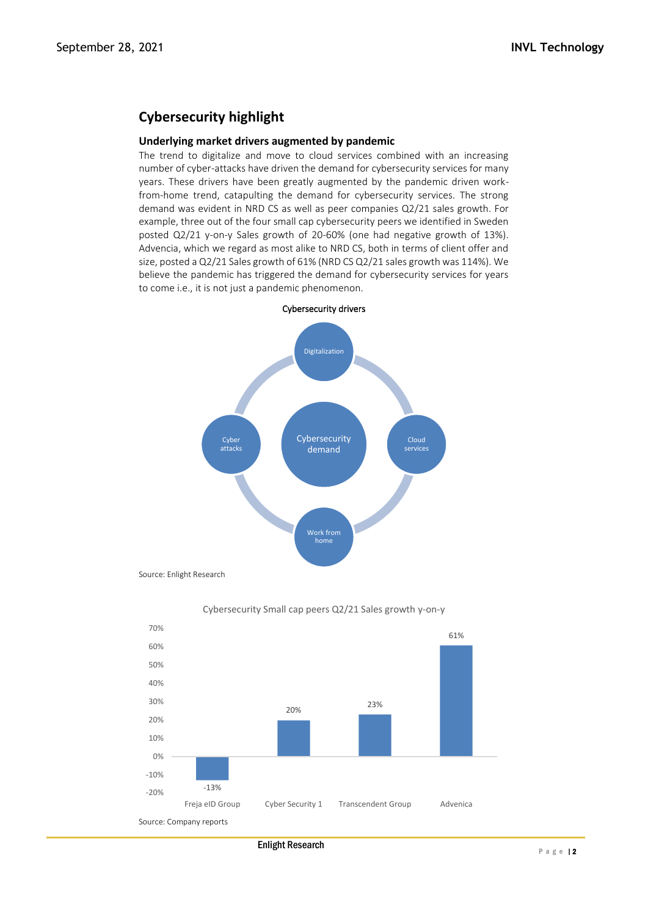## Cybersecurity highlight

### Underlying market drivers augmented by pandemic

The trend to digitalize and move to cloud services combined with an increasing number of cyber-attacks have driven the demand for cybersecurity services for many years. These drivers have been greatly augmented by the pandemic driven work-from-home trend, catapulting the demand for cybersecurity services. The strong demand was evident in NRD CS as well as peer companies Q2/21 sales growth. For example, three out of the four small cap cybersecurity peers we identified in Sweden posted Q2/21 y-on-y Sales growth of 20-60% (one had negative growth of 13%). Advencia, which we regard as most alike to NRD CS, both in terms of client offer and size, posted a Q2/21 Sales growth of 61% (NRD CS Q2/21 sales growth was 114%). We believe the pandemic has triggered the demand for cybersecurity services for years to come i.e., it is not just a pandemic phenomenon.

**Cybersecurity drivers**

Digitalization, Cloud services, Work from home, Cyber attacks → Cybersecurity demand

Source: Enlight Research

**Cybersecurity Small cap peers Q2/21 Sales growth y-on-y**

| Company | Q2/21 Sales growth y-on-y |
|---|---|
| Freja eID Group | -13% |
| Cyber Security 1 | 20% |
| Transcendent Group | 23% |
| Advenica | 61% |

Source: Company reports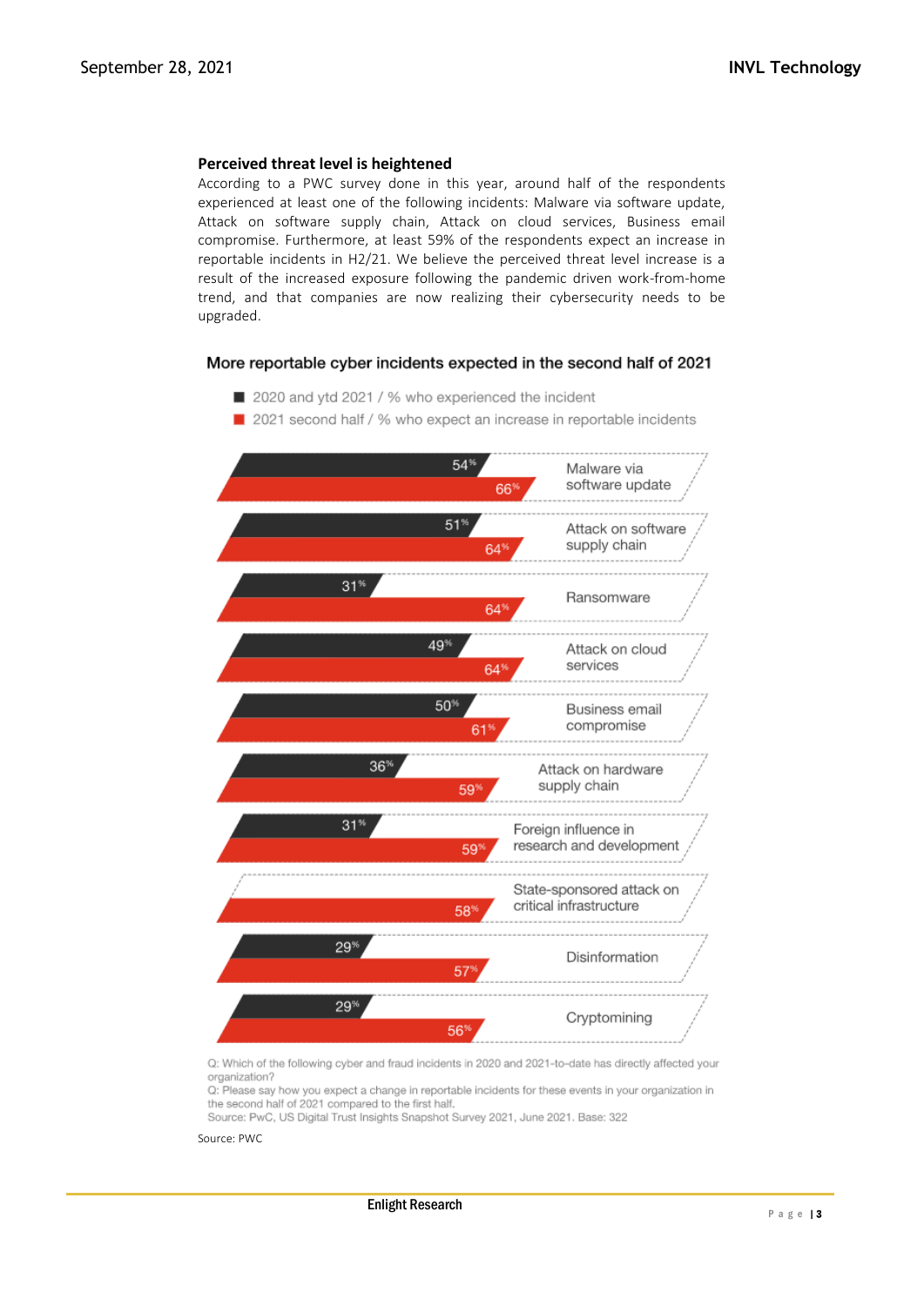### Perceived threat level is heightened

According to a PWC survey done in this year, around half of the respondents experienced at least one of the following incidents: Malware via software update, Attack on software supply chain, Attack on cloud services, Business email compromise. Furthermore, at least 59% of the respondents expect an increase in reportable incidents in H2/21. We believe the perceived threat level increase is a result of the increased exposure following the pandemic driven work-from-home trend, and that companies are now realizing their cybersecurity needs to be upgraded.

**More reportable cyber incidents expected in the second half of 2021**

| Incident | 2020 and ytd 2021 / % who experienced the incident | 2021 second half / % who expect an increase in reportable incidents |
|---|---|---|
| Malware via software update | 54% | 66% |
| Attack on software supply chain | 51% | 64% |
| Ransomware | 31% | 64% |
| Attack on cloud services | 49% | 64% |
| Business email compromise | 50% | 61% |
| Attack on hardware supply chain | 36% | 59% |
| Foreign influence in research and development | 31% | 59% |
| State-sponsored attack on critical infrastructure | | 58% |
| Disinformation | 29% | 57% |
| Cryptomining | 29% | 56% |

Q: Which of the following cyber and fraud incidents in 2020 and 2021-to-date has directly affected your organization?
Q: Please say how you expect a change in reportable incidents for these events in your organization in the second half of 2021 compared to the first half.
Source: PwC, US Digital Trust Insights Snapshot Survey 2021, June 2021. Base: 322

Source: PWC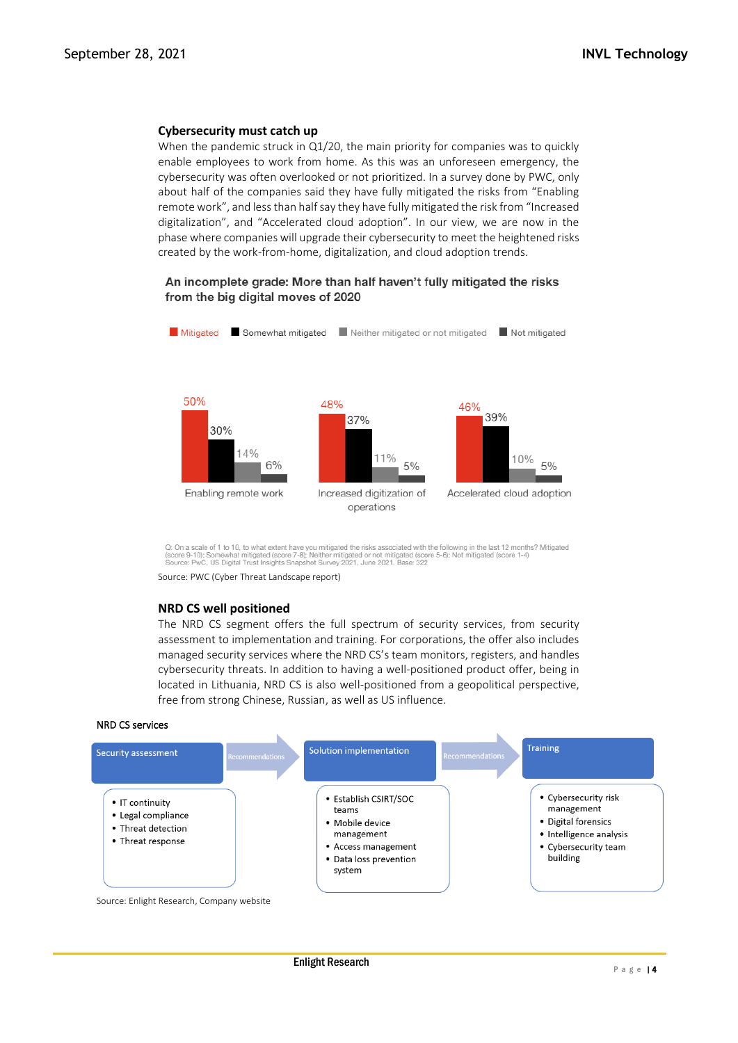## Cybersecurity must catch up

When the pandemic struck in Q1/20, the main priority for companies was to quickly enable employees to work from home. As this was an unforeseen emergency, the cybersecurity was often overlooked or not prioritized. In a survey done by PWC, only about half of the companies said they have fully mitigated the risks from "Enabling remote work", and less than half say they have fully mitigated the risk from "Increased digitalization", and "Accelerated cloud adoption". In our view, we are now in the phase where companies will upgrade their cybersecurity to meet the heightened risks created by the work-from-home, digitalization, and cloud adoption trends.

**An incomplete grade: More than half haven't fully mitigated the risks from the big digital moves of 2020**

| | Mitigated | Somewhat mitigated | Neither mitigated or not mitigated | Not mitigated |
|---|---|---|---|---|
| Enabling remote work | 50% | 30% | 14% | 6% |
| Increased digitization of operations | 48% | 37% | 11% | 5% |
| Accelerated cloud adoption | 46% | 39% | 10% | 5% |

Q: On a scale of 1 to 10, to what extent have you mitigated the risks associated with the following in the last 12 months? Mitigated (score 9-10); Somewhat mitigated (score 7-8); Neither mitigated or not mitigated (score 5-6); Not mitigated (score 1-4)
Source: PwC, US Digital Trust Insights Snapshot Survey 2021, June 2021. Base: 322

Source: PWC (Cyber Threat Landscape report)

## NRD CS well positioned

The NRD CS segment offers the full spectrum of security services, from security assessment to implementation and training. For corporations, the offer also includes managed security services where the NRD CS's team monitors, registers, and handles cybersecurity threats. In addition to having a well-positioned product offer, being in located in Lithuania, NRD CS is also well-positioned from a geopolitical perspective, free from strong Chinese, Russian, as well as US influence.

**NRD CS services**

Security assessment → Recommendations → Solution implementation → Recommendations → Training

**Security assessment**
- IT continuity
- Legal compliance
- Threat detection
- Threat response

**Solution implementation**
- Establish CSIRT/SOC teams
- Mobile device management
- Access management
- Data loss prevention system

**Training**
- Cybersecurity risk management
- Digital forensics
- Intelligence analysis
- Cybersecurity team building

Source: Enlight Research, Company website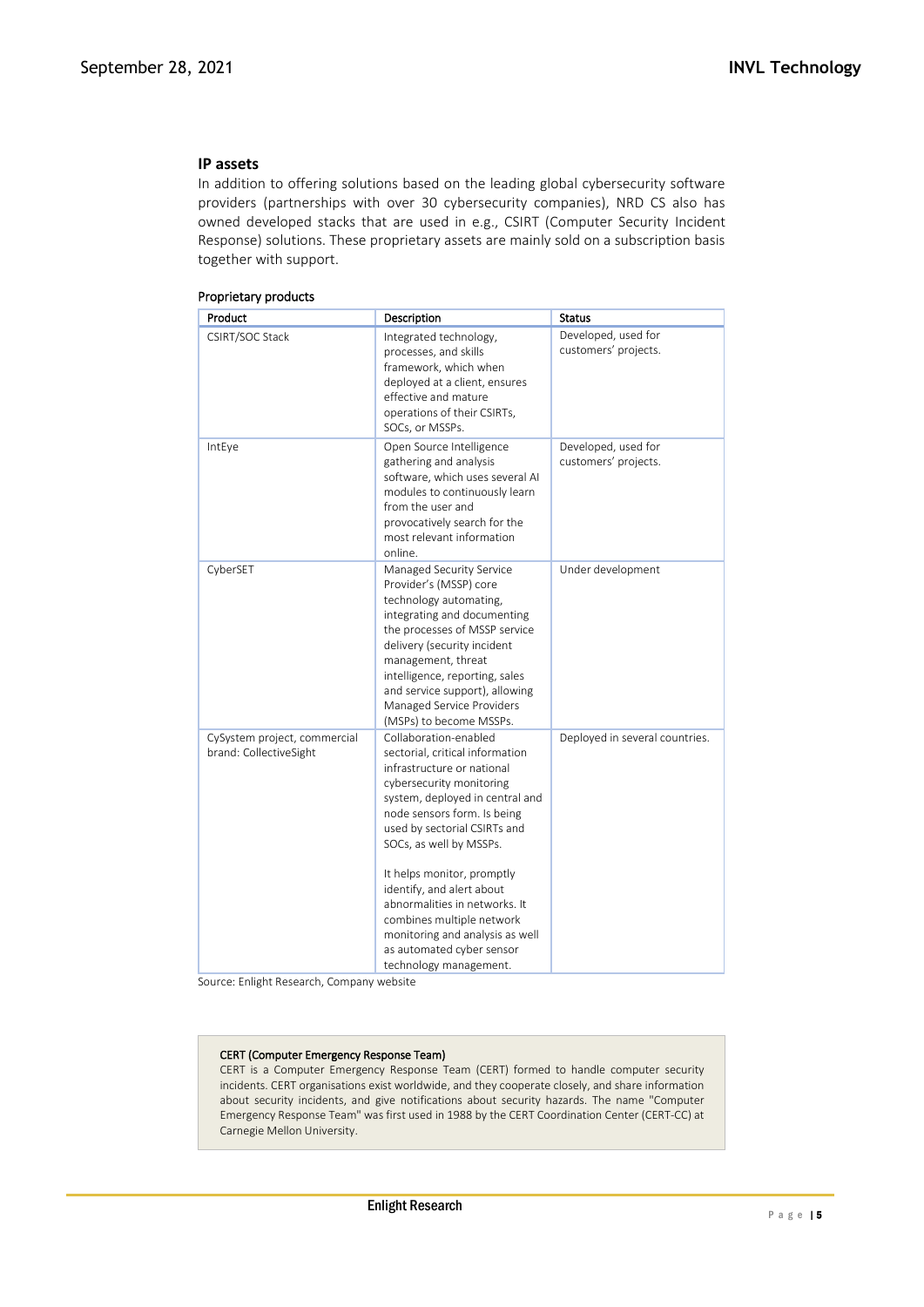## IP assets

In addition to offering solutions based on the leading global cybersecurity software providers (partnerships with over 30 cybersecurity companies), NRD CS also has owned developed stacks that are used in e.g., CSIRT (Computer Security Incident Response) solutions. These proprietary assets are mainly sold on a subscription basis together with support.

Proprietary products

| Product | Description | Status |
| --- | --- | --- |
| CSIRT/SOC Stack | Integrated technology, processes, and skills framework, which when deployed at a client, ensures effective and mature operations of their CSIRTs, SOCs, or MSSPs. | Developed, used for customers' projects. |
| IntEye | Open Source Intelligence gathering and analysis software, which uses several AI modules to continuously learn from the user and provocatively search for the most relevant information online. | Developed, used for customers' projects. |
| CyberSET | Managed Security Service Provider's (MSSP) core technology automating, integrating and documenting the processes of MSSP service delivery (security incident management, threat intelligence, reporting, sales and service support), allowing Managed Service Providers (MSPs) to become MSSPs. | Under development |
| CySystem project, commercial brand: CollectiveSight | Collaboration-enabled sectorial, critical information infrastructure or national cybersecurity monitoring system, deployed in central and node sensors form. Is being used by sectorial CSIRTs and SOCs, as well by MSSPs.<br><br>It helps monitor, promptly identify, and alert about abnormalities in networks. It combines multiple network monitoring and analysis as well as automated cyber sensor technology management. | Deployed in several countries. |

Source: Enlight Research, Company website

**CERT (Computer Emergency Response Team)**

CERT is a Computer Emergency Response Team (CERT) formed to handle computer security incidents. CERT organisations exist worldwide, and they cooperate closely, and share information about security incidents, and give notifications about security hazards. The name "Computer Emergency Response Team" was first used in 1988 by the CERT Coordination Center (CERT-CC) at Carnegie Mellon University.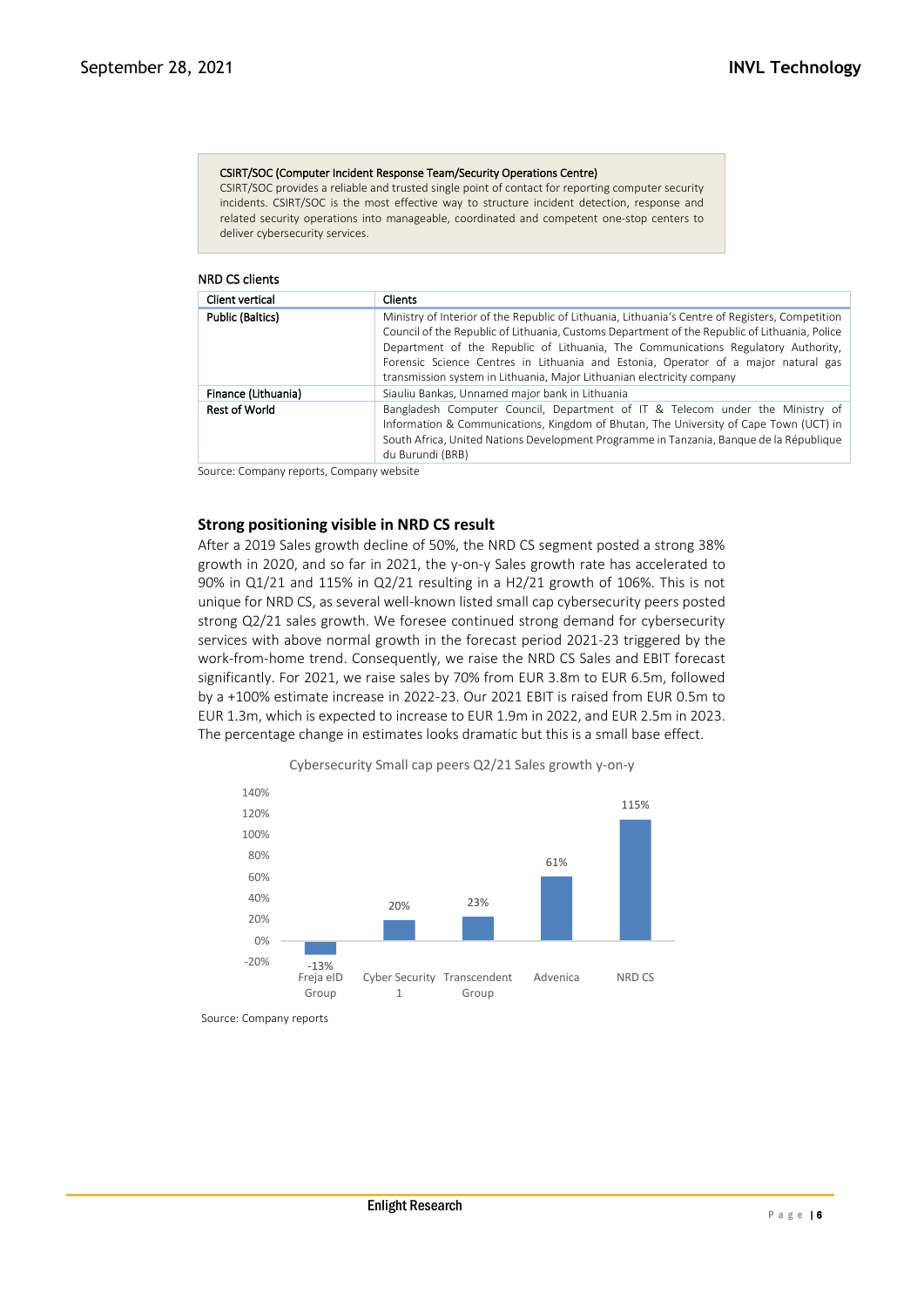**CSIRT/SOC (Computer Incident Response Team/Security Operations Centre)**
CSIRT/SOC provides a reliable and trusted single point of contact for reporting computer security incidents. CSIRT/SOC is the most effective way to structure incident detection, response and related security operations into manageable, coordinated and competent one-stop centers to deliver cybersecurity services.

NRD CS clients

| Client vertical | Clients |
|---|---|
| Public (Baltics) | Ministry of Interior of the Republic of Lithuania, Lithuania's Centre of Registers, Competition Council of the Republic of Lithuania, Customs Department of the Republic of Lithuania, Police Department of the Republic of Lithuania, The Communications Regulatory Authority, Forensic Science Centres in Lithuania and Estonia, Operator of a major natural gas transmission system in Lithuania, Major Lithuanian electricity company |
| Finance (Lithuania) | Siauliu Bankas, Unnamed major bank in Lithuania |
| Rest of World | Bangladesh Computer Council, Department of IT & Telecom under the Ministry of Information & Communications, Kingdom of Bhutan, The University of Cape Town (UCT) in South Africa, United Nations Development Programme in Tanzania, Banque de la République du Burundi (BRB) |

Source: Company reports, Company website

### Strong positioning visible in NRD CS result

After a 2019 Sales growth decline of 50%, the NRD CS segment posted a strong 38% growth in 2020, and so far in 2021, the y-on-y Sales growth rate has accelerated to 90% in Q1/21 and 115% in Q2/21 resulting in a H2/21 growth of 106%. This is not unique for NRD CS, as several well-known listed small cap cybersecurity peers posted strong Q2/21 sales growth. We foresee continued strong demand for cybersecurity services with above normal growth in the forecast period 2021-23 triggered by the work-from-home trend. Consequently, we raise the NRD CS Sales and EBIT forecast significantly. For 2021, we raise sales by 70% from EUR 3.8m to EUR 6.5m, followed by a +100% estimate increase in 2022-23. Our 2021 EBIT is raised from EUR 0.5m to EUR 1.3m, which is expected to increase to EUR 1.9m in 2022, and EUR 2.5m in 2023. The percentage change in estimates looks dramatic but this is a small base effect.

Cybersecurity Small cap peers Q2/21 Sales growth y-on-y

| Company | Q2/21 Sales growth y-on-y |
|---|---|
| Freja eID Group | -13% |
| Cyber Security 1 | 20% |
| Transcendent Group | 23% |
| Advenica | 61% |
| NRD CS | 115% |

Source: Company reports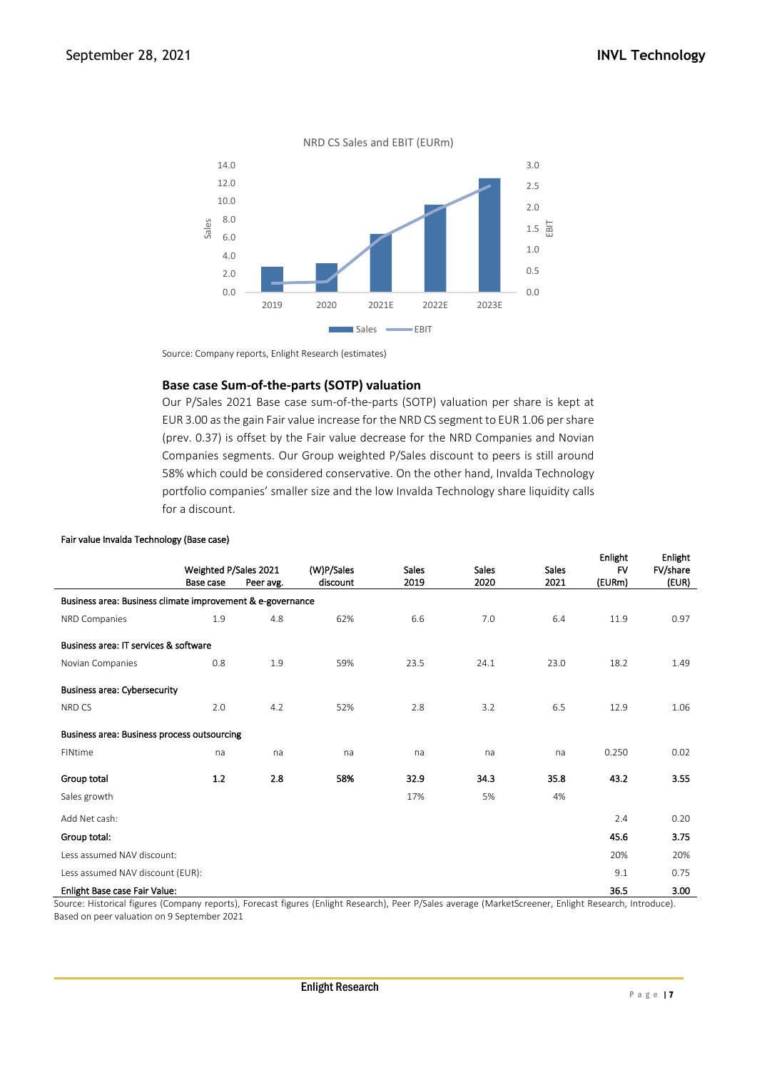NRD CS Sales and EBIT (EURm)

Source: Company reports, Enlight Research (estimates)

### Base case Sum-of-the-parts (SOTP) valuation

Our P/Sales 2021 Base case sum-of-the-parts (SOTP) valuation per share is kept at EUR 3.00 as the gain Fair value increase for the NRD CS segment to EUR 1.06 per share (prev. 0.37) is offset by the Fair value decrease for the NRD Companies and Novian Companies segments. Our Group weighted P/Sales discount to peers is still around 58% which could be considered conservative. On the other hand, Invalda Technology portfolio companies' smaller size and the low Invalda Technology share liquidity calls for a discount.

Fair value Invalda Technology (Base case)

| | Weighted P/Sales 2021 | | (W)P/Sales | Sales | Sales | Sales | Enlight FV | Enlight FV/share |
|---|---|---|---|---|---|---|---|---|
| | Base case | Peer avg. | discount | 2019 | 2020 | 2021 | (EURm) | (EUR) |
| Business area: Business climate improvement & e-governance | | | | | | | | |
| NRD Companies | 1.9 | 4.8 | 62% | 6.6 | 7.0 | 6.4 | 11.9 | 0.97 |
| Business area: IT services & software | | | | | | | | |
| Novian Companies | 0.8 | 1.9 | 59% | 23.5 | 24.1 | 23.0 | 18.2 | 1.49 |
| Business area: Cybersecurity | | | | | | | | |
| NRD CS | 2.0 | 4.2 | 52% | 2.8 | 3.2 | 6.5 | 12.9 | 1.06 |
| Business area: Business process outsourcing | | | | | | | | |
| FINtime | na | na | na | na | na | na | 0.250 | 0.02 |
| **Group total** | **1.2** | **2.8** | **58%** | **32.9** | **34.3** | **35.8** | **43.2** | **3.55** |
| Sales growth | | | | 17% | 5% | 4% | | |
| Add Net cash: | | | | | | | 2.4 | 0.20 |
| **Group total:** | | | | | | | **45.6** | **3.75** |
| Less assumed NAV discount: | | | | | | | 20% | 20% |
| Less assumed NAV discount (EUR): | | | | | | | 9.1 | 0.75 |
| **Enlight Base case Fair Value:** | | | | | | | **36.5** | **3.00** |

Source: Historical figures (Company reports), Forecast figures (Enlight Research), Peer P/Sales average (MarketScreener, Enlight Research, Introduce). Based on peer valuation on 9 September 2021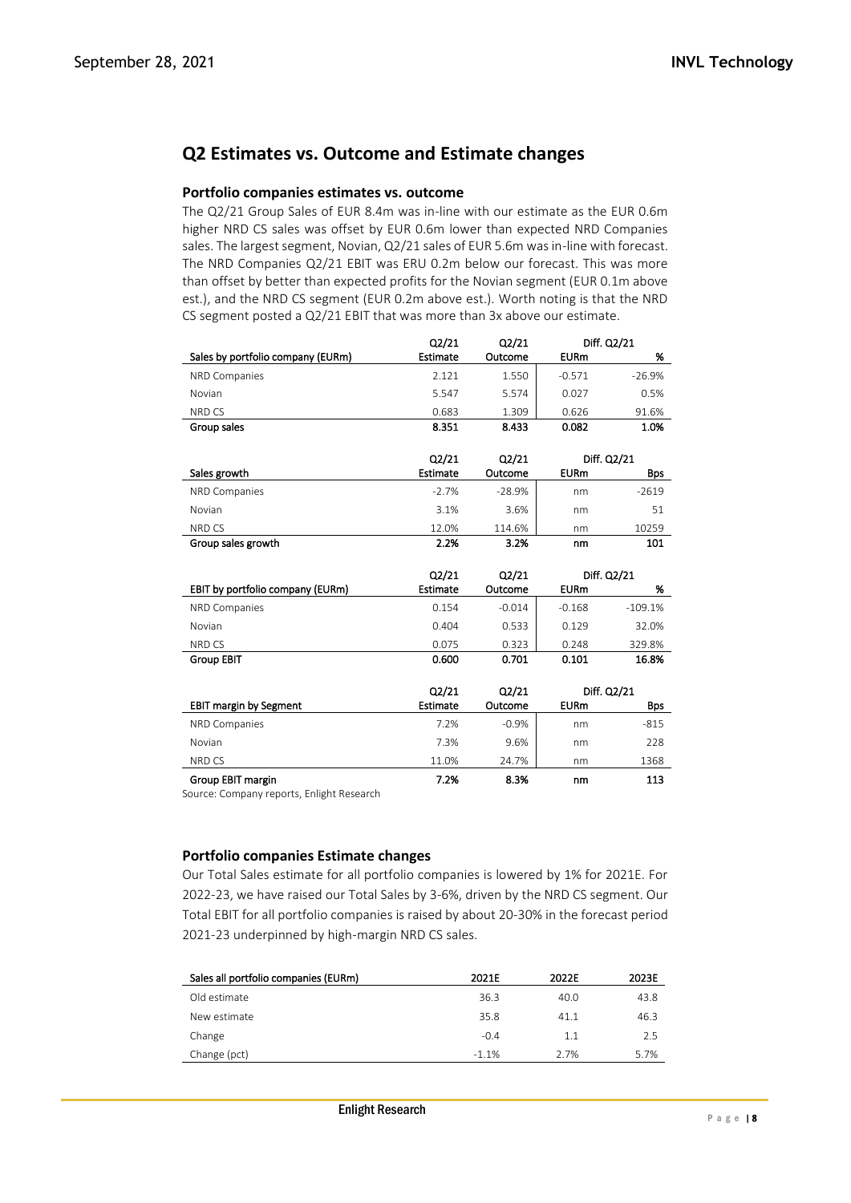## Q2 Estimates vs. Outcome and Estimate changes

### Portfolio companies estimates vs. outcome

The Q2/21 Group Sales of EUR 8.4m was in-line with our estimate as the EUR 0.6m higher NRD CS sales was offset by EUR 0.6m lower than expected NRD Companies sales. The largest segment, Novian, Q2/21 sales of EUR 5.6m was in-line with forecast. The NRD Companies Q2/21 EBIT was ERU 0.2m below our forecast. This was more than offset by better than expected profits for the Novian segment (EUR 0.1m above est.), and the NRD CS segment (EUR 0.2m above est.). Worth noting is that the NRD CS segment posted a Q2/21 EBIT that was more than 3x above our estimate.

| Sales by portfolio company (EURm) | Q2/21 Estimate | Q2/21 Outcome | Diff. Q2/21 EURm | Diff. Q2/21 % |
|---|---|---|---|---|
| NRD Companies | 2.121 | 1.550 | -0.571 | -26.9% |
| Novian | 5.547 | 5.574 | 0.027 | 0.5% |
| NRD CS | 0.683 | 1.309 | 0.626 | 91.6% |
| **Group sales** | **8.351** | **8.433** | **0.082** | **1.0%** |

| Sales growth | Q2/21 Estimate | Q2/21 Outcome | Diff. Q2/21 EURm | Diff. Q2/21 Bps |
|---|---|---|---|---|
| NRD Companies | -2.7% | -28.9% | nm | -2619 |
| Novian | 3.1% | 3.6% | nm | 51 |
| NRD CS | 12.0% | 114.6% | nm | 10259 |
| **Group sales growth** | **2.2%** | **3.2%** | **nm** | **101** |

| EBIT by portfolio company (EURm) | Q2/21 Estimate | Q2/21 Outcome | Diff. Q2/21 EURm | Diff. Q2/21 % |
|---|---|---|---|---|
| NRD Companies | 0.154 | -0.014 | -0.168 | -109.1% |
| Novian | 0.404 | 0.533 | 0.129 | 32.0% |
| NRD CS | 0.075 | 0.323 | 0.248 | 329.8% |
| **Group EBIT** | **0.600** | **0.701** | **0.101** | **16.8%** |

| EBIT margin by Segment | Q2/21 Estimate | Q2/21 Outcome | Diff. Q2/21 EURm | Diff. Q2/21 Bps |
|---|---|---|---|---|
| NRD Companies | 7.2% | -0.9% | nm | -815 |
| Novian | 7.3% | 9.6% | nm | 228 |
| NRD CS | 11.0% | 24.7% | nm | 1368 |
| **Group EBIT margin** | **7.2%** | **8.3%** | **nm** | **113** |

Source: Company reports, Enlight Research

### Portfolio companies Estimate changes

Our Total Sales estimate for all portfolio companies is lowered by 1% for 2021E. For 2022-23, we have raised our Total Sales by 3-6%, driven by the NRD CS segment. Our Total EBIT for all portfolio companies is raised by about 20-30% in the forecast period 2021-23 underpinned by high-margin NRD CS sales.

| Sales all portfolio companies (EURm) | 2021E | 2022E | 2023E |
|---|---|---|---|
| Old estimate | 36.3 | 40.0 | 43.8 |
| New estimate | 35.8 | 41.1 | 46.3 |
| Change | -0.4 | 1.1 | 2.5 |
| Change (pct) | -1.1% | 2.7% | 5.7% |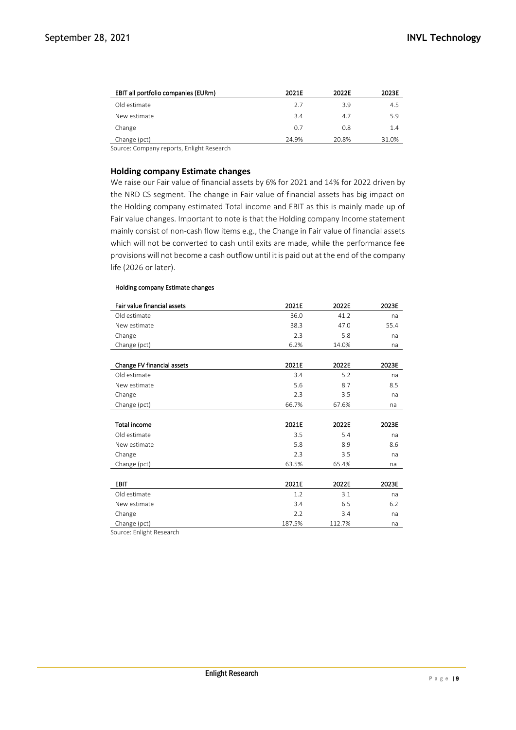| EBIT all portfolio companies (EURm) | 2021E | 2022E | 2023E |
|---|---|---|---|
| Old estimate | 2.7 | 3.9 | 4.5 |
| New estimate | 3.4 | 4.7 | 5.9 |
| Change | 0.7 | 0.8 | 1.4 |
| Change (pct) | 24.9% | 20.8% | 31.0% |

Source: Company reports, Enlight Research

### Holding company Estimate changes

We raise our Fair value of financial assets by 6% for 2021 and 14% for 2022 driven by the NRD CS segment. The change in Fair value of financial assets has big impact on the Holding company estimated Total income and EBIT as this is mainly made up of Fair value changes. Important to note is that the Holding company Income statement mainly consist of non-cash flow items e.g., the Change in Fair value of financial assets which will not be converted to cash until exits are made, while the performance fee provisions will not become a cash outflow until it is paid out at the end of the company life (2026 or later).

Holding company Estimate changes

| Fair value financial assets | 2021E | 2022E | 2023E |
|---|---|---|---|
| Old estimate | 36.0 | 41.2 | na |
| New estimate | 38.3 | 47.0 | 55.4 |
| Change | 2.3 | 5.8 | na |
| Change (pct) | 6.2% | 14.0% | na |

| Change FV financial assets | 2021E | 2022E | 2023E |
|---|---|---|---|
| Old estimate | 3.4 | 5.2 | na |
| New estimate | 5.6 | 8.7 | 8.5 |
| Change | 2.3 | 3.5 | na |
| Change (pct) | 66.7% | 67.6% | na |

| Total income | 2021E | 2022E | 2023E |
|---|---|---|---|
| Old estimate | 3.5 | 5.4 | na |
| New estimate | 5.8 | 8.9 | 8.6 |
| Change | 2.3 | 3.5 | na |
| Change (pct) | 63.5% | 65.4% | na |

| EBIT | 2021E | 2022E | 2023E |
|---|---|---|---|
| Old estimate | 1.2 | 3.1 | na |
| New estimate | 3.4 | 6.5 | 6.2 |
| Change | 2.2 | 3.4 | na |
| Change (pct) | 187.5% | 112.7% | na |

Source: Enlight Research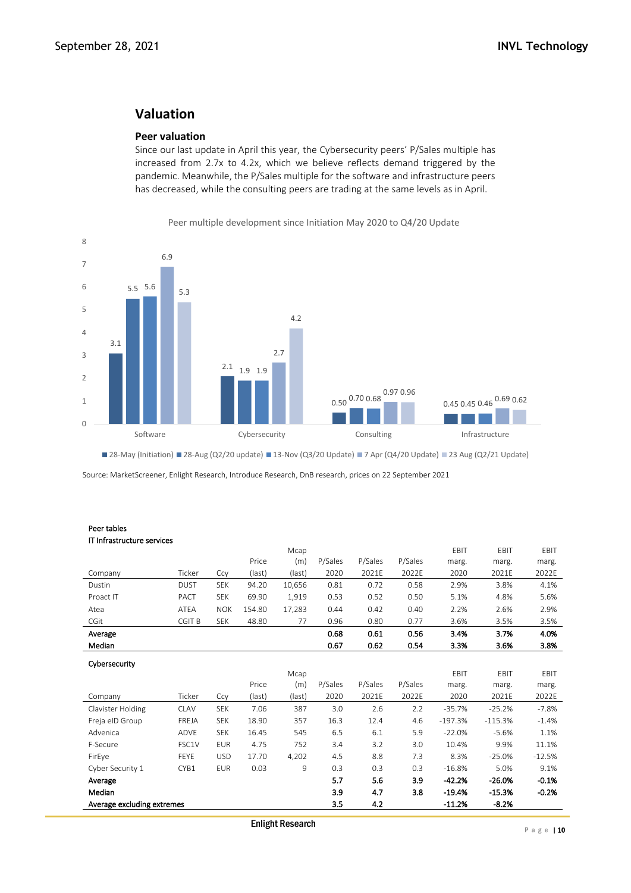## Valuation

### Peer valuation

Since our last update in April this year, the Cybersecurity peers' P/Sales multiple has increased from 2.7x to 4.2x, which we believe reflects demand triggered by the pandemic. Meanwhile, the P/Sales multiple for the software and infrastructure peers has decreased, while the consulting peers are trading at the same levels as in April.

Peer multiple development since Initiation May 2020 to Q4/20 Update

| | 28-May (Initiation) | 28-Aug (Q2/20 update) | 13-Nov (Q3/20 Update) | 7 Apr (Q4/20 Update) | 23 Aug (Q2/21 Update) |
|---|---|---|---|---|---|
| Software | 3.1 | 5.5 | 5.6 | 6.9 | 5.3 |
| Cybersecurity | 2.1 | 1.9 | 1.9 | 2.7 | 4.2 |
| Consulting | 0.50 | 0.70 | 0.68 | 0.97 | 0.96 |
| Infrastructure | 0.45 | 0.45 | 0.46 | 0.69 | 0.62 |

Source: MarketScreener, Enlight Research, Introduce Research, DnB research, prices on 22 September 2021

**Peer tables**

**IT Infrastructure services**

| Company | Ticker | Ccy | Price (last) | Mcap (m) (last) | P/Sales 2020 | P/Sales 2021E | P/Sales 2022E | EBIT marg. 2020 | EBIT marg. 2021E | EBIT marg. 2022E |
|---|---|---|---|---|---|---|---|---|---|---|
| Dustin | DUST | SEK | 94.20 | 10,656 | 0.81 | 0.72 | 0.58 | 2.9% | 3.8% | 4.1% |
| Proact IT | PACT | SEK | 69.90 | 1,919 | 0.53 | 0.52 | 0.50 | 5.1% | 4.8% | 5.6% |
| Atea | ATEA | NOK | 154.80 | 17,283 | 0.44 | 0.42 | 0.40 | 2.2% | 2.6% | 2.9% |
| CGit | CGIT B | SEK | 48.80 | 77 | 0.96 | 0.80 | 0.77 | 3.6% | 3.5% | 3.5% |
| **Average** | | | | | **0.68** | **0.61** | **0.56** | **3.4%** | **3.7%** | **4.0%** |
| **Median** | | | | | **0.67** | **0.62** | **0.54** | **3.3%** | **3.6%** | **3.8%** |

**Cybersecurity**

| Company | Ticker | Ccy | Price (last) | Mcap (m) (last) | P/Sales 2020 | P/Sales 2021E | P/Sales 2022E | EBIT marg. 2020 | EBIT marg. 2021E | EBIT marg. 2022E |
|---|---|---|---|---|---|---|---|---|---|---|
| Clavister Holding | CLAV | SEK | 7.06 | 387 | 3.0 | 2.6 | 2.2 | -35.7% | -25.2% | -7.8% |
| Freja eID Group | FREJA | SEK | 18.90 | 357 | 16.3 | 12.4 | 4.6 | -197.3% | -115.3% | -1.4% |
| Advenica | ADVE | SEK | 16.45 | 545 | 6.5 | 6.1 | 5.9 | -22.0% | -5.6% | 1.1% |
| F-Secure | FSC1V | EUR | 4.75 | 752 | 3.4 | 3.2 | 3.0 | 10.4% | 9.9% | 11.1% |
| FirEye | FEYE | USD | 17.70 | 4,202 | 4.5 | 8.8 | 7.3 | 8.3% | -25.0% | -12.5% |
| Cyber Security 1 | CYB1 | EUR | 0.03 | 9 | 0.3 | 0.3 | 0.3 | -16.8% | 5.0% | 9.1% |
| **Average** | | | | | **5.7** | **5.6** | **3.9** | **-42.2%** | **-26.0%** | **-0.1%** |
| **Median** | | | | | **3.9** | **4.7** | **3.8** | **-19.4%** | **-15.3%** | **-0.2%** |
| **Average excluding extremes** | | | | | **3.5** | **4.2** | | **-11.2%** | **-8.2%** | |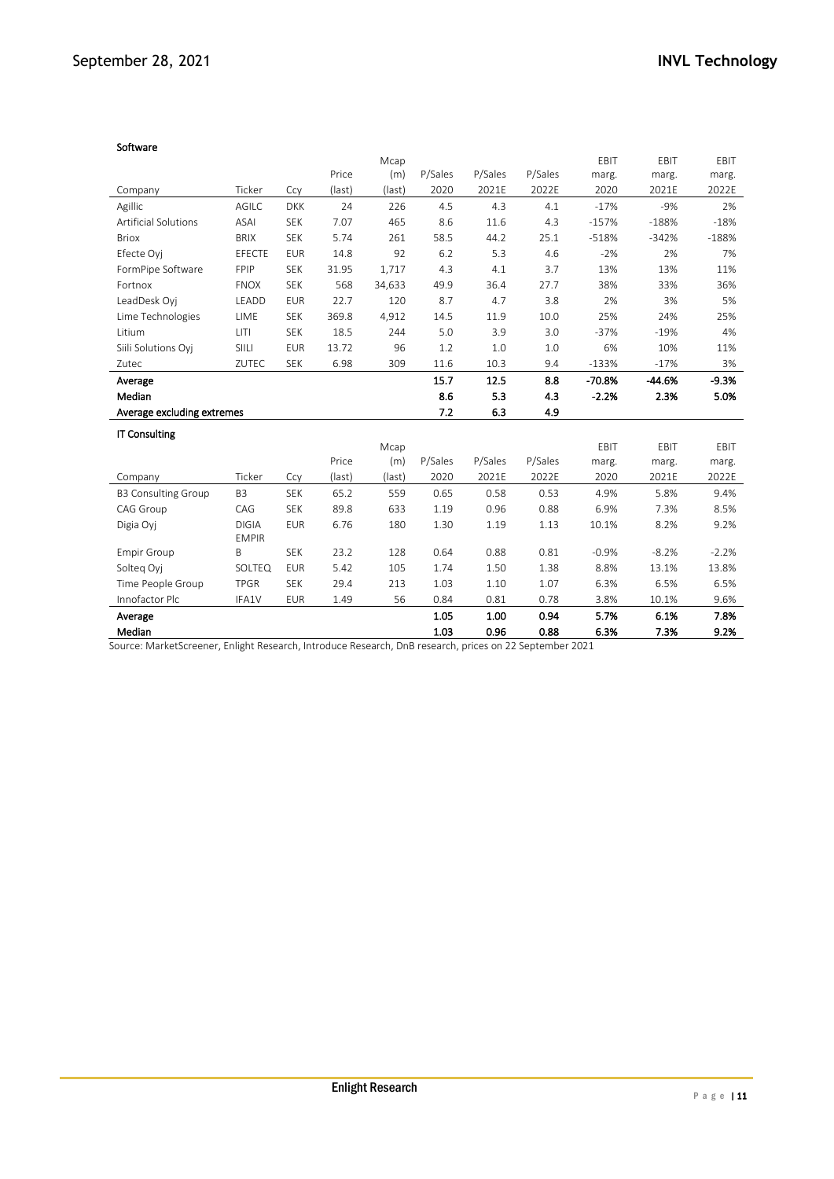### Software

| Company | Ticker | Ccy | Price (last) | Mcap (m) (last) | P/Sales 2020 | P/Sales 2021E | P/Sales 2022E | EBIT marg. 2020 | EBIT marg. 2021E | EBIT marg. 2022E |
|---|---|---|---|---|---|---|---|---|---|---|
| Agillic | AGILC | DKK | 24 | 226 | 4.5 | 4.3 | 4.1 | -17% | -9% | 2% |
| Artificial Solutions | ASAI | SEK | 7.07 | 465 | 8.6 | 11.6 | 4.3 | -157% | -188% | -18% |
| Briox | BRIX | SEK | 5.74 | 261 | 58.5 | 44.2 | 25.1 | -518% | -342% | -188% |
| Efecte Oyj | EFECTE | EUR | 14.8 | 92 | 6.2 | 5.3 | 4.6 | -2% | 2% | 7% |
| FormPipe Software | FPIP | SEK | 31.95 | 1,717 | 4.3 | 4.1 | 3.7 | 13% | 13% | 11% |
| Fortnox | FNOX | SEK | 568 | 34,633 | 49.9 | 36.4 | 27.7 | 38% | 33% | 36% |
| LeadDesk Oyj | LEADD | EUR | 22.7 | 120 | 8.7 | 4.7 | 3.8 | 2% | 3% | 5% |
| Lime Technologies | LIME | SEK | 369.8 | 4,912 | 14.5 | 11.9 | 10.0 | 25% | 24% | 25% |
| Litium | LITI | SEK | 18.5 | 244 | 5.0 | 3.9 | 3.0 | -37% | -19% | 4% |
| Siili Solutions Oyj | SIILI | EUR | 13.72 | 96 | 1.2 | 1.0 | 1.0 | 6% | 10% | 11% |
| Zutec | ZUTEC | SEK | 6.98 | 309 | 11.6 | 10.3 | 9.4 | -133% | -17% | 3% |
| **Average** | | | | | **15.7** | **12.5** | **8.8** | **-70.8%** | **-44.6%** | **-9.3%** |
| **Median** | | | | | **8.6** | **5.3** | **4.3** | **-2.2%** | **2.3%** | **5.0%** |
| **Average excluding extremes** | | | | | **7.2** | **6.3** | **4.9** | | | |

### IT Consulting

| Company | Ticker | Ccy | Price (last) | Mcap (m) (last) | P/Sales 2020 | P/Sales 2021E | P/Sales 2022E | EBIT marg. 2020 | EBIT marg. 2021E | EBIT marg. 2022E |
|---|---|---|---|---|---|---|---|---|---|---|
| B3 Consulting Group | B3 | SEK | 65.2 | 559 | 0.65 | 0.58 | 0.53 | 4.9% | 5.8% | 9.4% |
| CAG Group | CAG | SEK | 89.8 | 633 | 1.19 | 0.96 | 0.88 | 6.9% | 7.3% | 8.5% |
| Digia Oyj | DIGIA | EUR | 6.76 | 180 | 1.30 | 1.19 | 1.13 | 10.1% | 8.2% | 9.2% |
| Empir Group | EMPIR B | SEK | 23.2 | 128 | 0.64 | 0.88 | 0.81 | -0.9% | -8.2% | -2.2% |
| Solteq Oyj | SOLTEQ | EUR | 5.42 | 105 | 1.74 | 1.50 | 1.38 | 8.8% | 13.1% | 13.8% |
| Time People Group | TPGR | SEK | 29.4 | 213 | 1.03 | 1.10 | 1.07 | 6.3% | 6.5% | 6.5% |
| Innofactor Plc | IFA1V | EUR | 1.49 | 56 | 0.84 | 0.81 | 0.78 | 3.8% | 10.1% | 9.6% |
| **Average** | | | | | **1.05** | **1.00** | **0.94** | **5.7%** | **6.1%** | **7.8%** |
| **Median** | | | | | **1.03** | **0.96** | **0.88** | **6.3%** | **7.3%** | **9.2%** |

Source: MarketScreener, Enlight Research, Introduce Research, DnB research, prices on 22 September 2021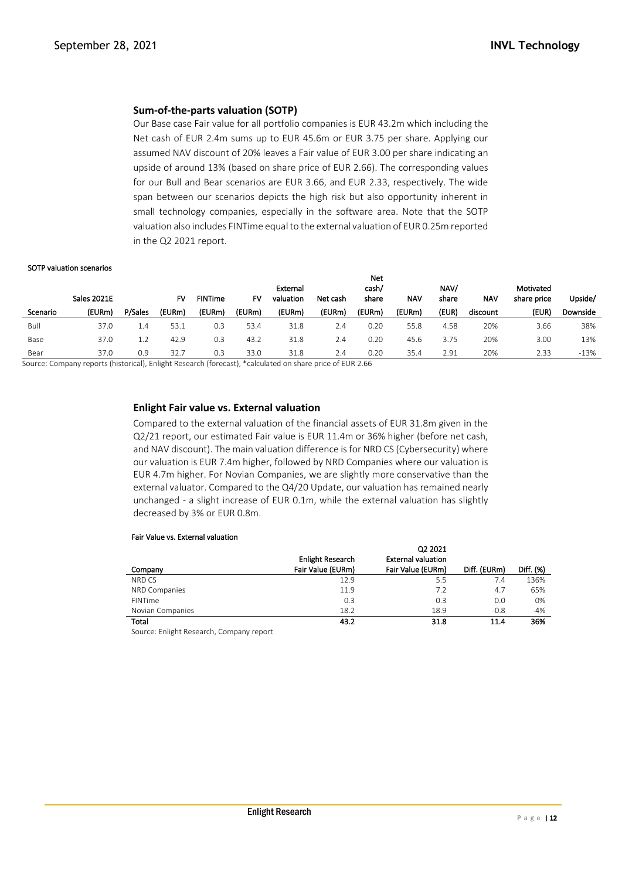## Sum-of-the-parts valuation (SOTP)

Our Base case Fair value for all portfolio companies is EUR 43.2m which including the Net cash of EUR 2.4m sums up to EUR 45.6m or EUR 3.75 per share. Applying our assumed NAV discount of 20% leaves a Fair value of EUR 3.00 per share indicating an upside of around 13% (based on share price of EUR 2.66). The corresponding values for our Bull and Bear scenarios are EUR 3.66, and EUR 2.33, respectively. The wide span between our scenarios depicts the high risk but also opportunity inherent in small technology companies, especially in the software area. Note that the SOTP valuation also includes FINTime equal to the external valuation of EUR 0.25m reported in the Q2 2021 report.

**SOTP valuation scenarios**

| Scenario | Sales 2021E (EURm) | P/Sales | FV (EURm) | FINTime (EURm) | FV (EURm) | External valuation (EURm) | Net cash (EURm) | Net cash/ share (EURm) | NAV (EURm) | NAV/ share (EUR) | NAV discount | Motivated share price (EUR) | Upside/ Downside |
|---|---|---|---|---|---|---|---|---|---|---|---|---|---|
| Bull | 37.0 | 1.4 | 53.1 | 0.3 | 53.4 | 31.8 | 2.4 | 0.20 | 55.8 | 4.58 | 20% | 3.66 | 38% |
| Base | 37.0 | 1.2 | 42.9 | 0.3 | 43.2 | 31.8 | 2.4 | 0.20 | 45.6 | 3.75 | 20% | 3.00 | 13% |
| Bear | 37.0 | 0.9 | 32.7 | 0.3 | 33.0 | 31.8 | 2.4 | 0.20 | 35.4 | 2.91 | 20% | 2.33 | -13% |

Source: Company reports (historical), Enlight Research (forecast), *calculated on share price of EUR 2.66

## Enlight Fair value vs. External valuation

Compared to the external valuation of the financial assets of EUR 31.8m given in the Q2/21 report, our estimated Fair value is EUR 11.4m or 36% higher (before net cash, and NAV discount). The main valuation difference is for NRD CS (Cybersecurity) where our valuation is EUR 7.4m higher, followed by NRD Companies where our valuation is EUR 4.7m higher. For Novian Companies, we are slightly more conservative than the external valuator. Compared to the Q4/20 Update, our valuation has remained nearly unchanged - a slight increase of EUR 0.1m, while the external valuation has slightly decreased by 3% or EUR 0.8m.

**Fair Value vs. External valuation**

| Company | Enlight Research Fair Value (EURm) | Q2 2021 External valuation Fair Value (EURm) | Diff. (EURm) | Diff. (%) |
|---|---|---|---|---|
| NRD CS | 12.9 | 5.5 | 7.4 | 136% |
| NRD Companies | 11.9 | 7.2 | 4.7 | 65% |
| FINTime | 0.3 | 0.3 | 0.0 | 0% |
| Novian Companies | 18.2 | 18.9 | -0.8 | -4% |
| **Total** | **43.2** | **31.8** | **11.4** | **36%** |

Source: Enlight Research, Company report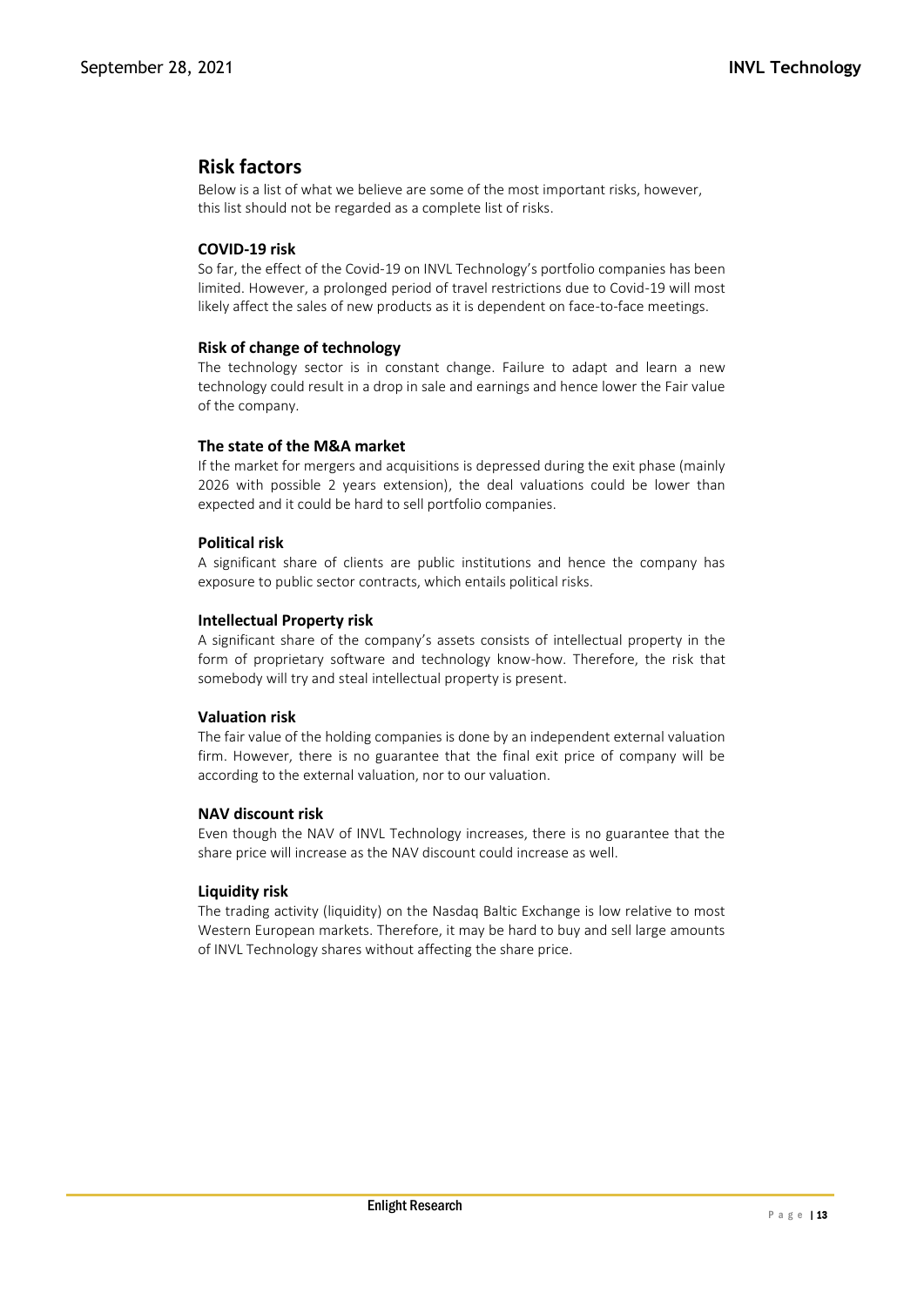## Risk factors

Below is a list of what we believe are some of the most important risks, however, this list should not be regarded as a complete list of risks.

### COVID-19 risk

So far, the effect of the Covid-19 on INVL Technology's portfolio companies has been limited. However, a prolonged period of travel restrictions due to Covid-19 will most likely affect the sales of new products as it is dependent on face-to-face meetings.

### Risk of change of technology

The technology sector is in constant change. Failure to adapt and learn a new technology could result in a drop in sale and earnings and hence lower the Fair value of the company.

### The state of the M&A market

If the market for mergers and acquisitions is depressed during the exit phase (mainly 2026 with possible 2 years extension), the deal valuations could be lower than expected and it could be hard to sell portfolio companies.

### Political risk

A significant share of clients are public institutions and hence the company has exposure to public sector contracts, which entails political risks.

### Intellectual Property risk

A significant share of the company's assets consists of intellectual property in the form of proprietary software and technology know-how. Therefore, the risk that somebody will try and steal intellectual property is present.

### Valuation risk

The fair value of the holding companies is done by an independent external valuation firm. However, there is no guarantee that the final exit price of company will be according to the external valuation, nor to our valuation.

### NAV discount risk

Even though the NAV of INVL Technology increases, there is no guarantee that the share price will increase as the NAV discount could increase as well.

### Liquidity risk

The trading activity (liquidity) on the Nasdaq Baltic Exchange is low relative to most Western European markets. Therefore, it may be hard to buy and sell large amounts of INVL Technology shares without affecting the share price.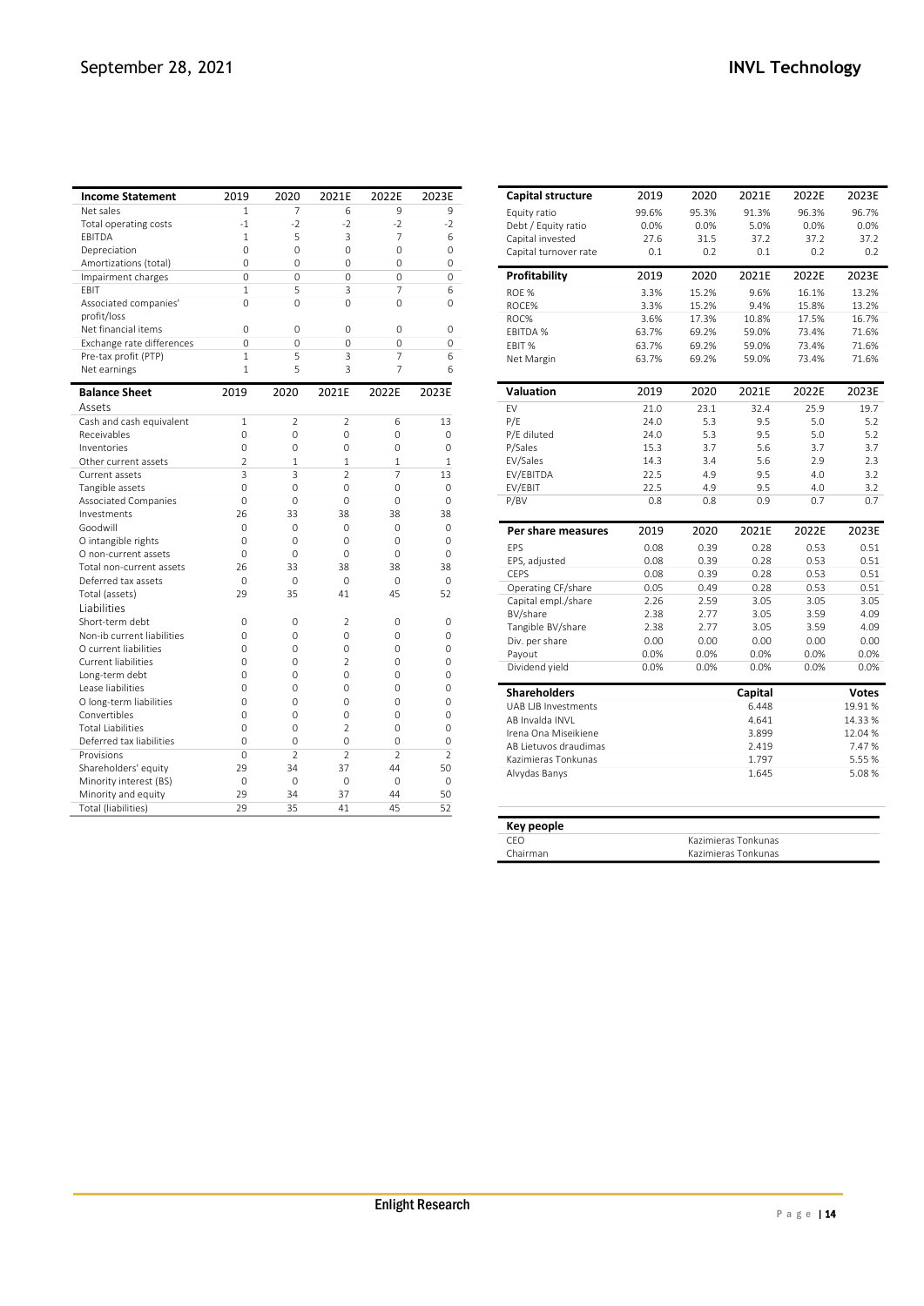| Income Statement | 2019 | 2020 | 2021E | 2022E | 2023E |
|---|---|---|---|---|---|
| Net sales | 1 | 7 | 6 | 9 | 9 |
| Total operating costs | -1 | -2 | -2 | -2 | -2 |
| EBITDA | 1 | 5 | 3 | 7 | 6 |
| Depreciation | 0 | 0 | 0 | 0 | 0 |
| Amortizations (total) | 0 | 0 | 0 | 0 | 0 |
| Impairment charges | 0 | 0 | 0 | 0 | 0 |
| EBIT | 1 | 5 | 3 | 7 | 6 |
| Associated companies' profit/loss | 0 | 0 | 0 | 0 | 0 |
| Net financial items | 0 | 0 | 0 | 0 | 0 |
| Exchange rate differences | 0 | 0 | 0 | 0 | 0 |
| Pre-tax profit (PTP) | 1 | 5 | 3 | 7 | 6 |
| Net earnings | 1 | 5 | 3 | 7 | 6 |

| Balance Sheet | 2019 | 2020 | 2021E | 2022E | 2023E |
|---|---|---|---|---|---|
| **Assets** | | | | | |
| Cash and cash equivalent | 1 | 2 | 2 | 6 | 13 |
| Receivables | 0 | 0 | 0 | 0 | 0 |
| Inventories | 0 | 0 | 0 | 0 | 0 |
| Other current assets | 2 | 1 | 1 | 1 | 1 |
| Current assets | 3 | 3 | 2 | 7 | 13 |
| Tangible assets | 0 | 0 | 0 | 0 | 0 |
| Associated Companies | 0 | 0 | 0 | 0 | 0 |
| Investments | 26 | 33 | 38 | 38 | 38 |
| Goodwill | 0 | 0 | 0 | 0 | 0 |
| O intangible rights | 0 | 0 | 0 | 0 | 0 |
| O non-current assets | 0 | 0 | 0 | 0 | 0 |
| Total non-current assets | 26 | 33 | 38 | 38 | 38 |
| Deferred tax assets | 0 | 0 | 0 | 0 | 0 |
| Total (assets) | 29 | 35 | 41 | 45 | 52 |
| **Liabilities** | | | | | |
| Short-term debt | 0 | 0 | 2 | 0 | 0 |
| Non-ib current liabilities | 0 | 0 | 0 | 0 | 0 |
| O current liabilities | 0 | 0 | 0 | 0 | 0 |
| Current liabilities | 0 | 0 | 2 | 0 | 0 |
| Long-term debt | 0 | 0 | 0 | 0 | 0 |
| Lease liabilities | 0 | 0 | 0 | 0 | 0 |
| O long-term liabilities | 0 | 0 | 0 | 0 | 0 |
| Convertibles | 0 | 0 | 0 | 0 | 0 |
| Total Liabilities | 0 | 0 | 2 | 0 | 0 |
| Deferred tax liabilities | 0 | 0 | 0 | 0 | 0 |
| Provisions | 0 | 2 | 2 | 2 | 2 |
| Shareholders' equity | 29 | 34 | 37 | 44 | 50 |
| Minority interest (BS) | 0 | 0 | 0 | 0 | 0 |
| Minority and equity | 29 | 34 | 37 | 44 | 50 |
| Total (liabilities) | 29 | 35 | 41 | 45 | 52 |

| Capital structure | 2019 | 2020 | 2021E | 2022E | 2023E |
|---|---|---|---|---|---|
| Equity ratio | 99.6% | 95.3% | 91.3% | 96.3% | 96.7% |
| Debt / Equity ratio | 0.0% | 0.0% | 5.0% | 0.0% | 0.0% |
| Capital invested | 27.6 | 31.5 | 37.2 | 37.2 | 37.2 |
| Capital turnover rate | 0.1 | 0.2 | 0.1 | 0.2 | 0.2 |

| Profitability | 2019 | 2020 | 2021E | 2022E | 2023E |
|---|---|---|---|---|---|
| ROE % | 3.3% | 15.2% | 9.6% | 16.1% | 13.2% |
| ROCE% | 3.3% | 15.2% | 9.4% | 15.8% | 13.2% |
| ROC% | 3.6% | 17.3% | 10.8% | 17.5% | 16.7% |
| EBITDA % | 63.7% | 69.2% | 59.0% | 73.4% | 71.6% |
| EBIT % | 63.7% | 69.2% | 59.0% | 73.4% | 71.6% |
| Net Margin | 63.7% | 69.2% | 59.0% | 73.4% | 71.6% |

| Valuation | 2019 | 2020 | 2021E | 2022E | 2023E |
|---|---|---|---|---|---|
| EV | 21.0 | 23.1 | 32.4 | 25.9 | 19.7 |
| P/E | 24.0 | 5.3 | 9.5 | 5.0 | 5.2 |
| P/E diluted | 24.0 | 5.3 | 9.5 | 5.0 | 5.2 |
| P/Sales | 15.3 | 3.7 | 5.6 | 3.7 | 3.7 |
| EV/Sales | 14.3 | 3.4 | 5.6 | 2.9 | 2.3 |
| EV/EBITDA | 22.5 | 4.9 | 9.5 | 4.0 | 3.2 |
| EV/EBIT | 22.5 | 4.9 | 9.5 | 4.0 | 3.2 |
| P/BV | 0.8 | 0.8 | 0.9 | 0.7 | 0.7 |

| Per share measures | 2019 | 2020 | 2021E | 2022E | 2023E |
|---|---|---|---|---|---|
| EPS | 0.08 | 0.39 | 0.28 | 0.53 | 0.51 |
| EPS, adjusted | 0.08 | 0.39 | 0.28 | 0.53 | 0.51 |
| CEPS | 0.08 | 0.39 | 0.28 | 0.53 | 0.51 |
| Operating CF/share | 0.05 | 0.49 | 0.28 | 0.53 | 0.51 |
| Capital empl./share | 2.26 | 2.59 | 3.05 | 3.05 | 3.05 |
| BV/share | 2.38 | 2.77 | 3.05 | 3.59 | 4.09 |
| Tangible BV/share | 2.38 | 2.77 | 3.05 | 3.59 | 4.09 |
| Div. per share | 0.00 | 0.00 | 0.00 | 0.00 | 0.00 |
| Payout | 0.0% | 0.0% | 0.0% | 0.0% | 0.0% |
| Dividend yield | 0.0% | 0.0% | 0.0% | 0.0% | 0.0% |

| Shareholders | Capital | Votes |
|---|---|---|
| UAB LJB Investments | 6.448 | 19.91 % |
| AB Invalda INVL | 4.641 | 14.33 % |
| Irena Ona Miseikiene | 3.899 | 12.04 % |
| AB Lietuvos draudimas | 2.419 | 7.47 % |
| Kazimieras Tonkunas | 1.797 | 5.55 % |
| Alvydas Banys | 1.645 | 5.08 % |

| Key people | |
|---|---|
| CEO | Kazimieras Tonkunas |
| Chairman | Kazimieras Tonkunas |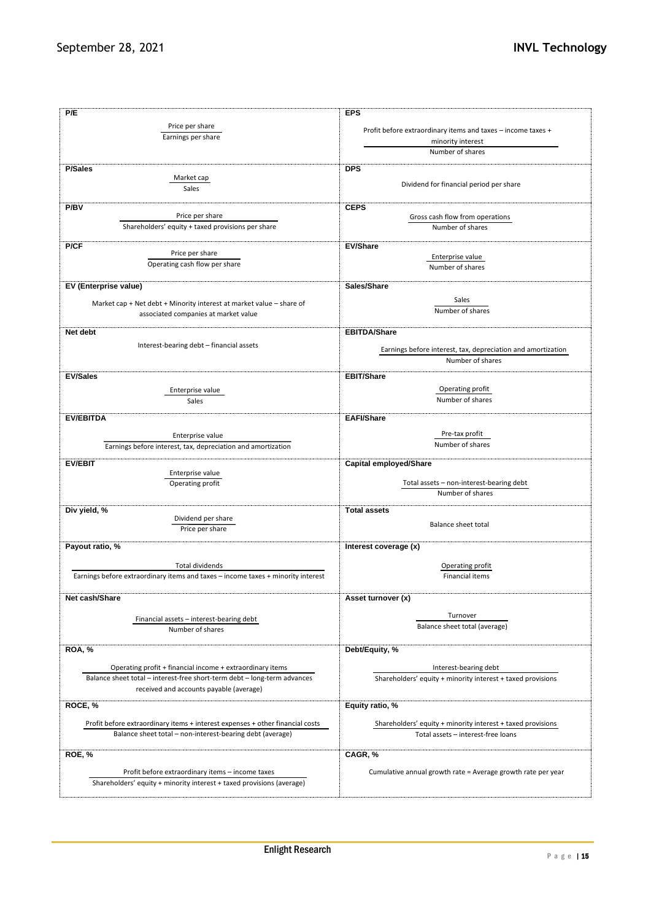| Term | Definition |
| --- | --- |
| **P/E** | $\frac{\text{Price per share}}{\text{Earnings per share}}$ |
| **EPS** | $\frac{\text{Profit before extraordinary items and taxes – income taxes + minority interest}}{\text{Number of shares}}$ |
| **P/Sales** | $\frac{\text{Market cap}}{\text{Sales}}$ |
| **DPS** | Dividend for financial period per share |
| **P/BV** | $\frac{\text{Price per share}}{\text{Shareholders' equity + taxed provisions per share}}$ |
| **CEPS** | $\frac{\text{Gross cash flow from operations}}{\text{Number of shares}}$ |
| **P/CF** | $\frac{\text{Price per share}}{\text{Operating cash flow per share}}$ |
| **EV/Share** | $\frac{\text{Enterprise value}}{\text{Number of shares}}$ |
| **EV (Enterprise value)** | Market cap + Net debt + Minority interest at market value – share of associated companies at market value |
| **Sales/Share** | $\frac{\text{Sales}}{\text{Number of shares}}$ |
| **Net debt** | Interest-bearing debt – financial assets |
| **EBITDA/Share** | $\frac{\text{Earnings before interest, tax, depreciation and amortization}}{\text{Number of shares}}$ |
| **EV/Sales** | $\frac{\text{Enterprise value}}{\text{Sales}}$ |
| **EBIT/Share** | $\frac{\text{Operating profit}}{\text{Number of shares}}$ |
| **EV/EBITDA** | $\frac{\text{Enterprise value}}{\text{Earnings before interest, tax, depreciation and amortization}}$ |
| **EAFI/Share** | $\frac{\text{Pre-tax profit}}{\text{Number of shares}}$ |
| **EV/EBIT** | $\frac{\text{Enterprise value}}{\text{Operating profit}}$ |
| **Capital employed/Share** | $\frac{\text{Total assets – non-interest-bearing debt}}{\text{Number of shares}}$ |
| **Div yield, %** | $\frac{\text{Dividend per share}}{\text{Price per share}}$ |
| **Total assets** | Balance sheet total |
| **Payout ratio, %** | $\frac{\text{Total dividends}}{\text{Earnings before extraordinary items and taxes – income taxes + minority interest}}$ |
| **Interest coverage (x)** | $\frac{\text{Operating profit}}{\text{Financial items}}$ |
| **Net cash/Share** | $\frac{\text{Financial assets – interest-bearing debt}}{\text{Number of shares}}$ |
| **Asset turnover (x)** | $\frac{\text{Turnover}}{\text{Balance sheet total (average)}}$ |
| **ROA, %** | $\frac{\text{Operating profit + financial income + extraordinary items}}{\text{Balance sheet total – interest-free short-term debt – long-term advances received and accounts payable (average)}}$ |
| **Debt/Equity, %** | $\frac{\text{Interest-bearing debt}}{\text{Shareholders' equity + minority interest + taxed provisions}}$ |
| **ROCE, %** | $\frac{\text{Profit before extraordinary items + interest expenses + other financial costs}}{\text{Balance sheet total – non-interest-bearing debt (average)}}$ |
| **Equity ratio, %** | $\frac{\text{Shareholders' equity + minority interest + taxed provisions}}{\text{Total assets – interest-free loans}}$ |
| **ROE, %** | $\frac{\text{Profit before extraordinary items – income taxes}}{\text{Shareholders' equity + minority interest + taxed provisions (average)}}$ |
| **CAGR, %** | Cumulative annual growth rate = Average growth rate per year |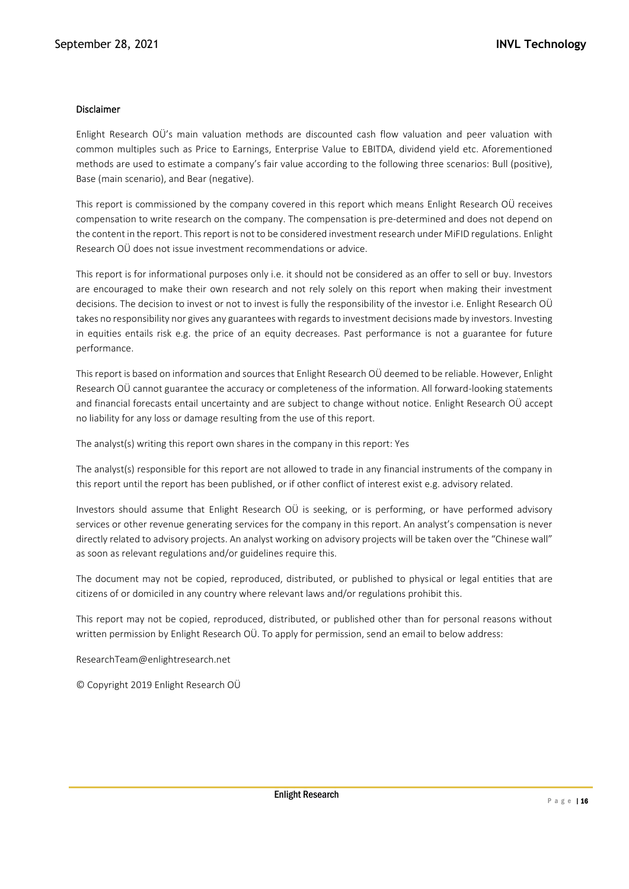## Disclaimer

Enlight Research OÜ's main valuation methods are discounted cash flow valuation and peer valuation with common multiples such as Price to Earnings, Enterprise Value to EBITDA, dividend yield etc. Aforementioned methods are used to estimate a company's fair value according to the following three scenarios: Bull (positive), Base (main scenario), and Bear (negative).

This report is commissioned by the company covered in this report which means Enlight Research OÜ receives compensation to write research on the company. The compensation is pre-determined and does not depend on the content in the report. This report is not to be considered investment research under MiFID regulations. Enlight Research OÜ does not issue investment recommendations or advice.

This report is for informational purposes only i.e. it should not be considered as an offer to sell or buy. Investors are encouraged to make their own research and not rely solely on this report when making their investment decisions. The decision to invest or not to invest is fully the responsibility of the investor i.e. Enlight Research OÜ takes no responsibility nor gives any guarantees with regards to investment decisions made by investors. Investing in equities entails risk e.g. the price of an equity decreases. Past performance is not a guarantee for future performance.

This report is based on information and sources that Enlight Research OÜ deemed to be reliable. However, Enlight Research OÜ cannot guarantee the accuracy or completeness of the information. All forward-looking statements and financial forecasts entail uncertainty and are subject to change without notice. Enlight Research OÜ accept no liability for any loss or damage resulting from the use of this report.

The analyst(s) writing this report own shares in the company in this report: Yes

The analyst(s) responsible for this report are not allowed to trade in any financial instruments of the company in this report until the report has been published, or if other conflict of interest exist e.g. advisory related.

Investors should assume that Enlight Research OÜ is seeking, or is performing, or have performed advisory services or other revenue generating services for the company in this report. An analyst's compensation is never directly related to advisory projects. An analyst working on advisory projects will be taken over the "Chinese wall" as soon as relevant regulations and/or guidelines require this.

The document may not be copied, reproduced, distributed, or published to physical or legal entities that are citizens of or domiciled in any country where relevant laws and/or regulations prohibit this.

This report may not be copied, reproduced, distributed, or published other than for personal reasons without written permission by Enlight Research OÜ. To apply for permission, send an email to below address:

ResearchTeam@enlightresearch.net

© Copyright 2019 Enlight Research OÜ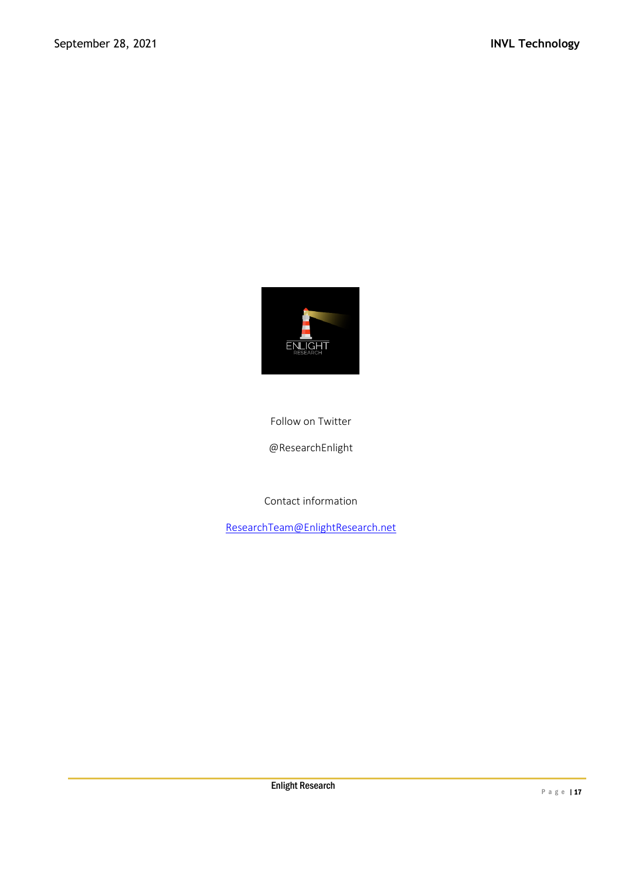Follow on Twitter

@ResearchEnlight

Contact information

ResearchTeam@EnlightResearch.net